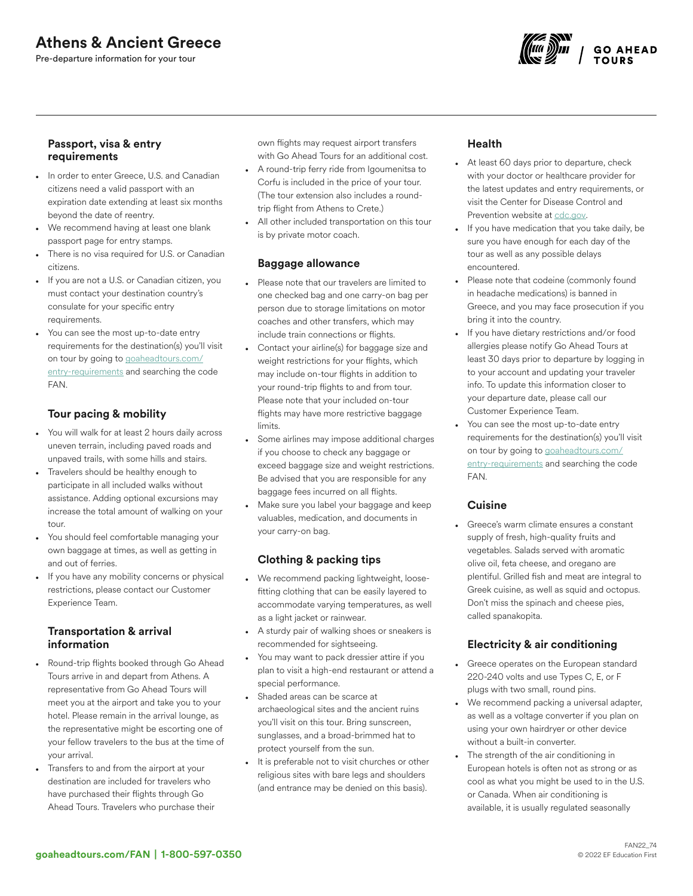# Athens & Ancient Greece

Pre-departure information for your tour

## Passport, visa & entry requirements

- In order to enter Greece, U.S. and Canadian citizens need a valid passport with an expiration date extending at least six months beyond the date of reentry.
- We recommend having at least one blank passport page for entry stamps.
- There is no visa required for U.S. or Canadian citizens.
- If you are not a U.S. or Canadian citizen, you must contact your destination country's consulate for your specific entry requirements.
- You can see the most up-to-date entry requirements for the destination(s) you'll visit on tour by going to goaheadtours.com/entry-requirements and searching the code FAN.

## Tour pacing & mobility

- You will walk for at least 2 hours daily across uneven terrain, including paved roads and unpaved trails, with some hills and stairs.
- Travelers should be healthy enough to participate in all included walks without assistance. Adding optional excursions may increase the total amount of walking on your tour.
- You should feel comfortable managing your own baggage at times, as well as getting in and out of ferries.
- If you have any mobility concerns or physical restrictions, please contact our Customer Experience Team.

## Transportation & arrival information

- Round-trip flights booked through Go Ahead Tours arrive in and depart from Athens. A representative from Go Ahead Tours will meet you at the airport and take you to your hotel. Please remain in the arrival lounge, as the representative might be escorting one of your fellow travelers to the bus at the time of your arrival.
- Transfers to and from the airport at your destination are included for travelers who have purchased their flights through Go Ahead Tours. Travelers who purchase their own flights may request airport transfers with Go Ahead Tours for an additional cost.
- A round-trip ferry ride from Igoumenitsa to Corfu is included in the price of your tour. (The tour extension also includes a round-trip flight from Athens to Crete.)
- All other included transportation on this tour is by private motor coach.

## Baggage allowance

- Please note that our travelers are limited to one checked bag and one carry-on bag per person due to storage limitations on motor coaches and other transfers, which may include train connections or flights.
- Contact your airline(s) for baggage size and weight restrictions for your flights, which may include on-tour flights in addition to your round-trip flights to and from tour. Please note that your included on-tour flights may have more restrictive baggage limits.
- Some airlines may impose additional charges if you choose to check any baggage or exceed baggage size and weight restrictions. Be advised that you are responsible for any baggage fees incurred on all flights.
- Make sure you label your baggage and keep valuables, medication, and documents in your carry-on bag.

## Clothing & packing tips

- We recommend packing lightweight, loose-fitting clothing that can be easily layered to accommodate varying temperatures, as well as a light jacket or rainwear.
- A sturdy pair of walking shoes or sneakers is recommended for sightseeing.
- You may want to pack dressier attire if you plan to visit a high-end restaurant or attend a special performance.
- Shaded areas can be scarce at archaeological sites and the ancient ruins you'll visit on this tour. Bring sunscreen, sunglasses, and a broad-brimmed hat to protect yourself from the sun.
- It is preferable not to visit churches or other religious sites with bare legs and shoulders (and entrance may be denied on this basis).

## Health

- At least 60 days prior to departure, check with your doctor or healthcare provider for the latest updates and entry requirements, or visit the Center for Disease Control and Prevention website at cdc.gov.
- If you have medication that you take daily, be sure you have enough for each day of the tour as well as any possible delays encountered.
- Please note that codeine (commonly found in headache medications) is banned in Greece, and you may face prosecution if you bring it into the country.
- If you have dietary restrictions and/or food allergies please notify Go Ahead Tours at least 30 days prior to departure by logging in to your account and updating your traveler info. To update this information closer to your departure date, please call our Customer Experience Team.
- You can see the most up-to-date entry requirements for the destination(s) you'll visit on tour by going to goaheadtours.com/entry-requirements and searching the code FAN.

## Cuisine

- Greece's warm climate ensures a constant supply of fresh, high-quality fruits and vegetables. Salads served with aromatic olive oil, feta cheese, and oregano are plentiful. Grilled fish and meat are integral to Greek cuisine, as well as squid and octopus. Don't miss the spinach and cheese pies, called spanakopita.

## Electricity & air conditioning

- Greece operates on the European standard 220-240 volts and use Types C, E, or F plugs with two small, round pins.
- We recommend packing a universal adapter, as well as a voltage converter if you plan on using your own hairdryer or other device without a built-in converter.
- The strength of the air conditioning in European hotels is often not as strong or as cool as what you might be used to in the U.S. or Canada. When air conditioning is available, it is usually regulated seasonally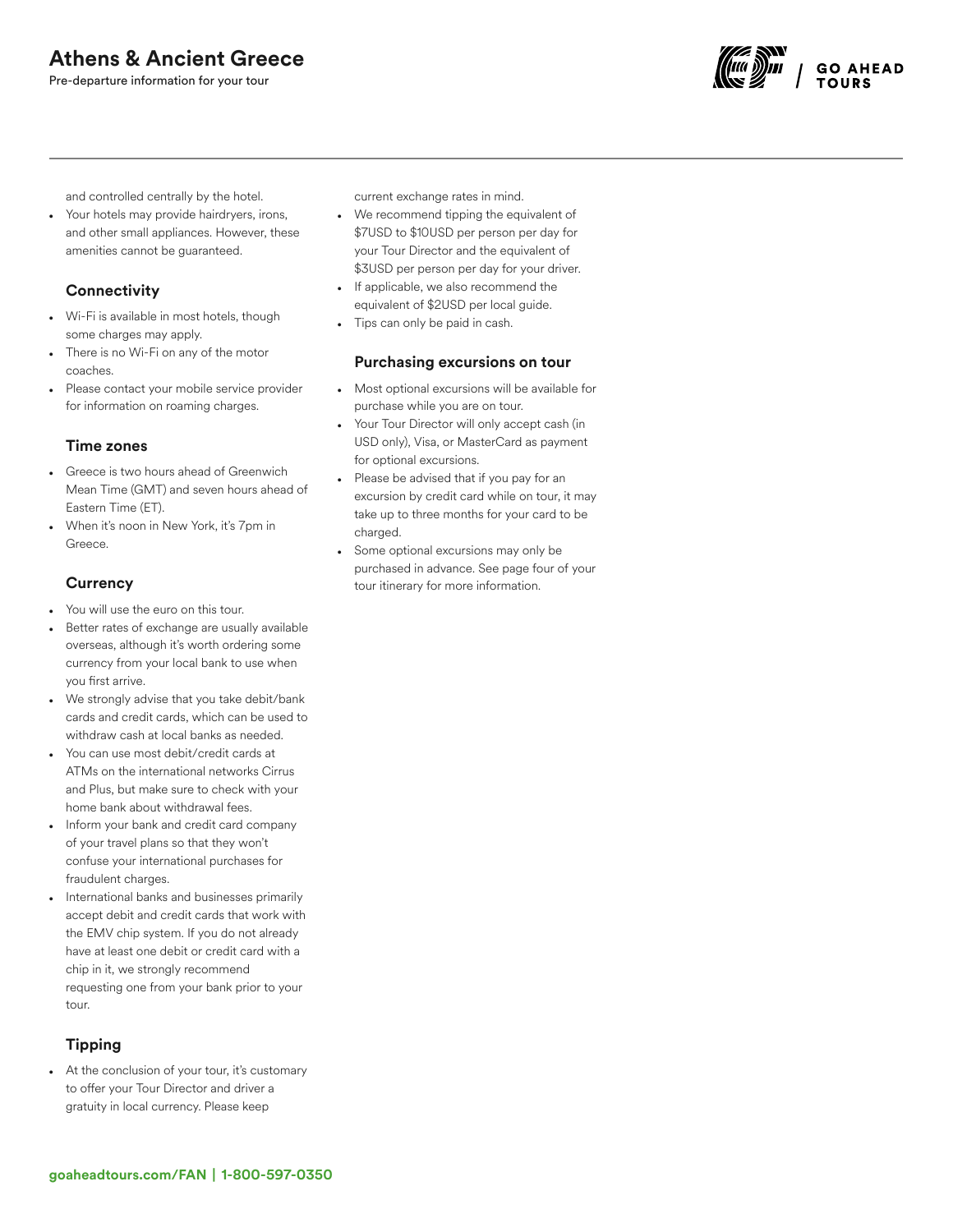and controlled centrally by the hotel.

- Your hotels may provide hairdryers, irons, and other small appliances. However, these amenities cannot be guaranteed.

### Connectivity

- Wi-Fi is available in most hotels, though some charges may apply.
- There is no Wi-Fi on any of the motor coaches.
- Please contact your mobile service provider for information on roaming charges.

### Time zones

- Greece is two hours ahead of Greenwich Mean Time (GMT) and seven hours ahead of Eastern Time (ET).
- When it's noon in New York, it's 7pm in Greece.

### Currency

- You will use the euro on this tour.
- Better rates of exchange are usually available overseas, although it's worth ordering some currency from your local bank to use when you first arrive.
- We strongly advise that you take debit/bank cards and credit cards, which can be used to withdraw cash at local banks as needed.
- You can use most debit/credit cards at ATMs on the international networks Cirrus and Plus, but make sure to check with your home bank about withdrawal fees.
- Inform your bank and credit card company of your travel plans so that they won't confuse your international purchases for fraudulent charges.
- International banks and businesses primarily accept debit and credit cards that work with the EMV chip system. If you do not already have at least one debit or credit card with a chip in it, we strongly recommend requesting one from your bank prior to your tour.

### Tipping

- At the conclusion of your tour, it's customary to offer your Tour Director and driver a gratuity in local currency. Please keep current exchange rates in mind.
- We recommend tipping the equivalent of $7USD to $10USD per person per day for your Tour Director and the equivalent of $3USD per person per day for your driver.
- If applicable, we also recommend the equivalent of $2USD per local guide.
- Tips can only be paid in cash.

### Purchasing excursions on tour

- Most optional excursions will be available for purchase while you are on tour.
- Your Tour Director will only accept cash (in USD only), Visa, or MasterCard as payment for optional excursions.
- Please be advised that if you pay for an excursion by credit card while on tour, it may take up to three months for your card to be charged.
- Some optional excursions may only be purchased in advance. See page four of your tour itinerary for more information.